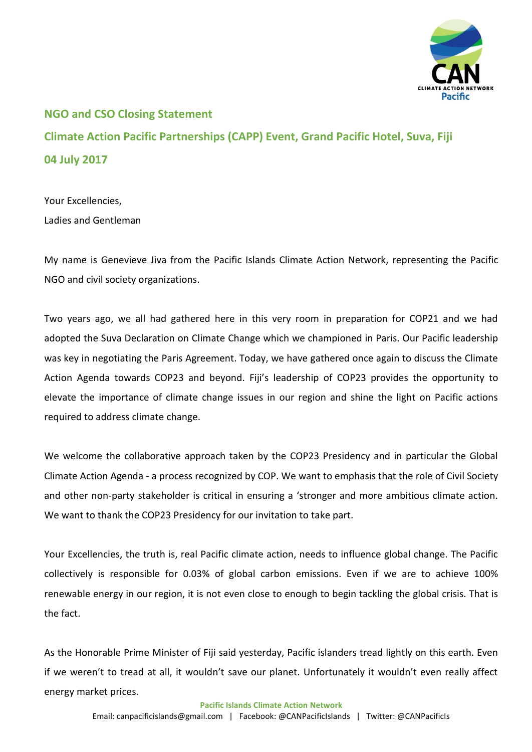## NGO and CSO Closing Statement

## Climate Action Pacific Partnerships (CAPP) Event, Grand Pacific Hotel, Suva, Fiji

## 04 July 2017

Your Excellencies,

Ladies and Gentleman

My name is Genevieve Jiva from the Pacific Islands Climate Action Network, representing the Pacific NGO and civil society organizations.

Two years ago, we all had gathered here in this very room in preparation for COP21 and we had adopted the Suva Declaration on Climate Change which we championed in Paris. Our Pacific leadership was key in negotiating the Paris Agreement. Today, we have gathered once again to discuss the Climate Action Agenda towards COP23 and beyond. Fiji's leadership of COP23 provides the opportunity to elevate the importance of climate change issues in our region and shine the light on Pacific actions required to address climate change.

We welcome the collaborative approach taken by the COP23 Presidency and in particular the Global Climate Action Agenda - a process recognized by COP. We want to emphasis that the role of Civil Society and other non-party stakeholder is critical in ensuring a 'stronger and more ambitious climate action. We want to thank the COP23 Presidency for our invitation to take part.

Your Excellencies, the truth is, real Pacific climate action, needs to influence global change. The Pacific collectively is responsible for 0.03% of global carbon emissions. Even if we are to achieve 100% renewable energy in our region, it is not even close to enough to begin tackling the global crisis. That is the fact.

As the Honorable Prime Minister of Fiji said yesterday, Pacific islanders tread lightly on this earth. Even if we weren't to tread at all, it wouldn't save our planet. Unfortunately it wouldn't even really affect energy market prices.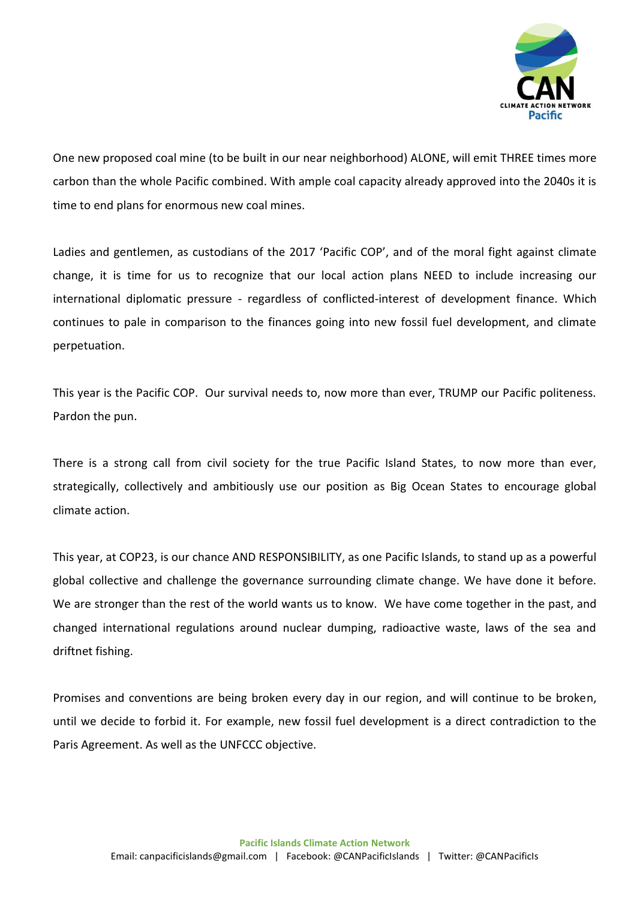One new proposed coal mine (to be built in our near neighborhood) ALONE, will emit THREE times more carbon than the whole Pacific combined. With ample coal capacity already approved into the 2040s it is time to end plans for enormous new coal mines.

Ladies and gentlemen, as custodians of the 2017 'Pacific COP', and of the moral fight against climate change, it is time for us to recognize that our local action plans NEED to include increasing our international diplomatic pressure - regardless of conflicted-interest of development finance. Which continues to pale in comparison to the finances going into new fossil fuel development, and climate perpetuation.

This year is the Pacific COP. Our survival needs to, now more than ever, TRUMP our Pacific politeness. Pardon the pun.

There is a strong call from civil society for the true Pacific Island States, to now more than ever, strategically, collectively and ambitiously use our position as Big Ocean States to encourage global climate action.

This year, at COP23, is our chance AND RESPONSIBILITY, as one Pacific Islands, to stand up as a powerful global collective and challenge the governance surrounding climate change. We have done it before. We are stronger than the rest of the world wants us to know. We have come together in the past, and changed international regulations around nuclear dumping, radioactive waste, laws of the sea and driftnet fishing.

Promises and conventions are being broken every day in our region, and will continue to be broken, until we decide to forbid it. For example, new fossil fuel development is a direct contradiction to the Paris Agreement. As well as the UNFCCC objective.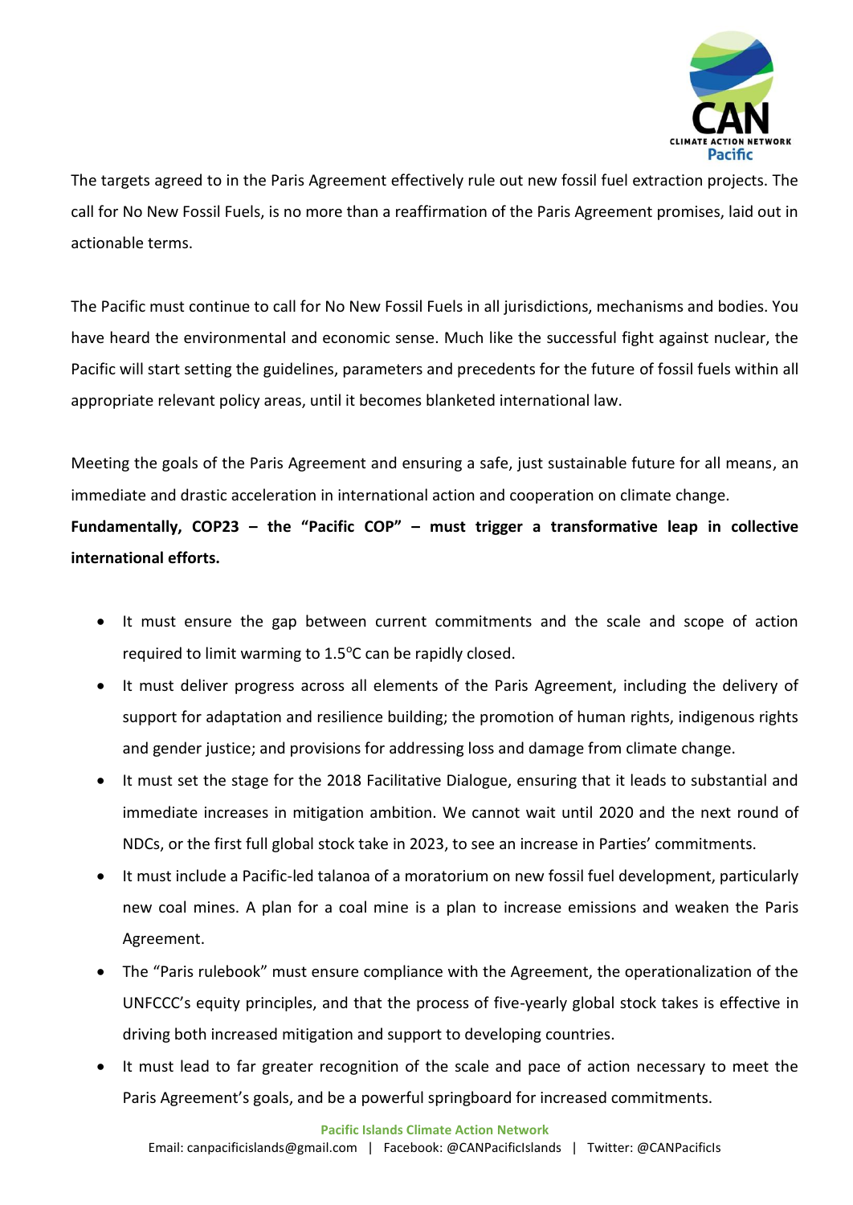The targets agreed to in the Paris Agreement effectively rule out new fossil fuel extraction projects. The call for No New Fossil Fuels, is no more than a reaffirmation of the Paris Agreement promises, laid out in actionable terms.

The Pacific must continue to call for No New Fossil Fuels in all jurisdictions, mechanisms and bodies. You have heard the environmental and economic sense. Much like the successful fight against nuclear, the Pacific will start setting the guidelines, parameters and precedents for the future of fossil fuels within all appropriate relevant policy areas, until it becomes blanketed international law.

Meeting the goals of the Paris Agreement and ensuring a safe, just sustainable future for all means, an immediate and drastic acceleration in international action and cooperation on climate change.

**Fundamentally, COP23 – the "Pacific COP" – must trigger a transformative leap in collective international efforts.**

- It must ensure the gap between current commitments and the scale and scope of action required to limit warming to 1.5°C can be rapidly closed.
- It must deliver progress across all elements of the Paris Agreement, including the delivery of support for adaptation and resilience building; the promotion of human rights, indigenous rights and gender justice; and provisions for addressing loss and damage from climate change.
- It must set the stage for the 2018 Facilitative Dialogue, ensuring that it leads to substantial and immediate increases in mitigation ambition. We cannot wait until 2020 and the next round of NDCs, or the first full global stock take in 2023, to see an increase in Parties' commitments.
- It must include a Pacific-led talanoa of a moratorium on new fossil fuel development, particularly new coal mines. A plan for a coal mine is a plan to increase emissions and weaken the Paris Agreement.
- The "Paris rulebook" must ensure compliance with the Agreement, the operationalization of the UNFCCC's equity principles, and that the process of five-yearly global stock takes is effective in driving both increased mitigation and support to developing countries.
- It must lead to far greater recognition of the scale and pace of action necessary to meet the Paris Agreement's goals, and be a powerful springboard for increased commitments.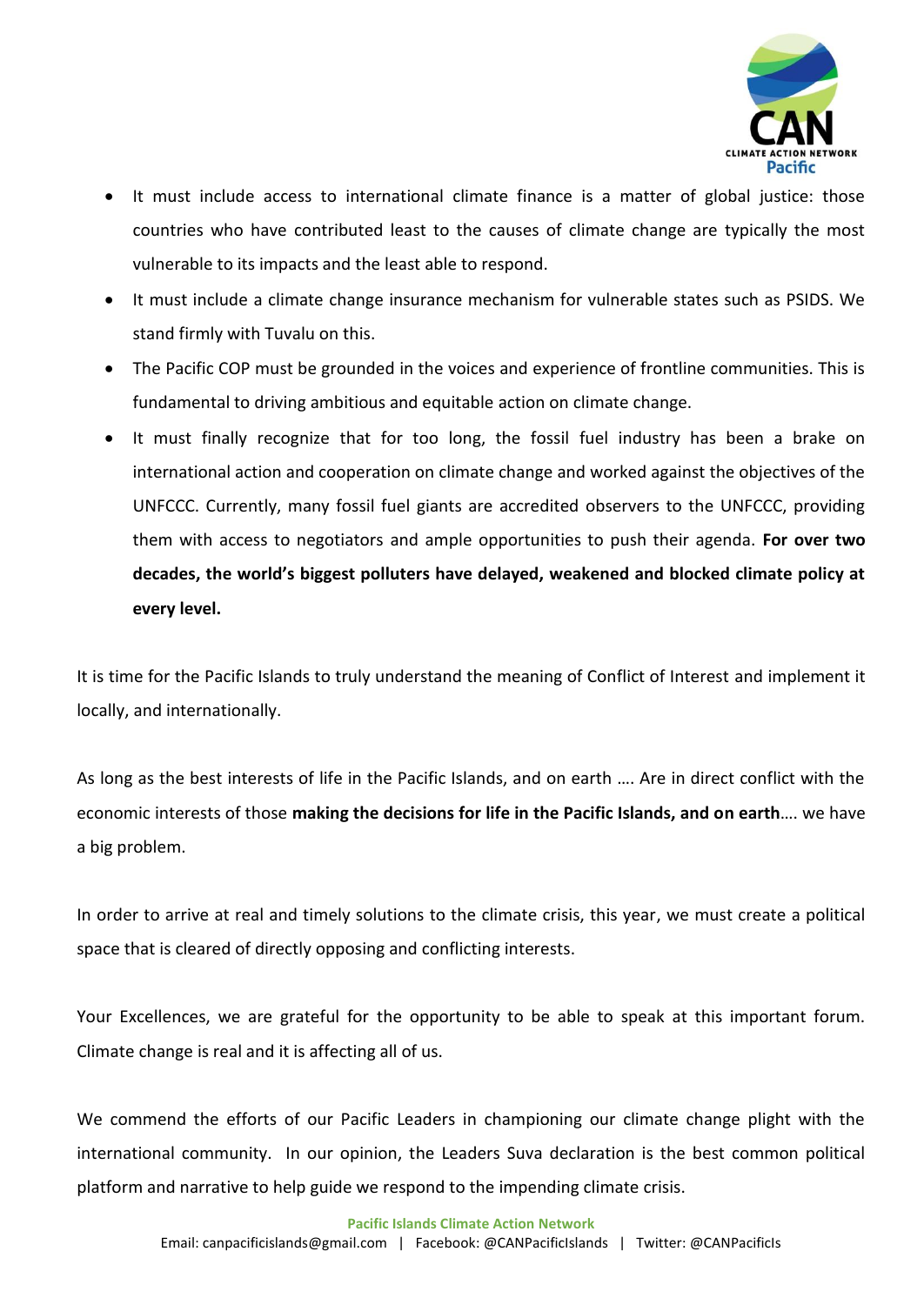- It must include access to international climate finance is a matter of global justice: those countries who have contributed least to the causes of climate change are typically the most vulnerable to its impacts and the least able to respond.
- It must include a climate change insurance mechanism for vulnerable states such as PSIDS. We stand firmly with Tuvalu on this.
- The Pacific COP must be grounded in the voices and experience of frontline communities. This is fundamental to driving ambitious and equitable action on climate change.
- It must finally recognize that for too long, the fossil fuel industry has been a brake on international action and cooperation on climate change and worked against the objectives of the UNFCCC. Currently, many fossil fuel giants are accredited observers to the UNFCCC, providing them with access to negotiators and ample opportunities to push their agenda. **For over two decades, the world's biggest polluters have delayed, weakened and blocked climate policy at every level.**

It is time for the Pacific Islands to truly understand the meaning of Conflict of Interest and implement it locally, and internationally.

As long as the best interests of life in the Pacific Islands, and on earth …. Are in direct conflict with the economic interests of those **making the decisions for life in the Pacific Islands, and on earth**…. we have a big problem.

In order to arrive at real and timely solutions to the climate crisis, this year, we must create a political space that is cleared of directly opposing and conflicting interests.

Your Excellences, we are grateful for the opportunity to be able to speak at this important forum. Climate change is real and it is affecting all of us.

We commend the efforts of our Pacific Leaders in championing our climate change plight with the international community. In our opinion, the Leaders Suva declaration is the best common political platform and narrative to help guide we respond to the impending climate crisis.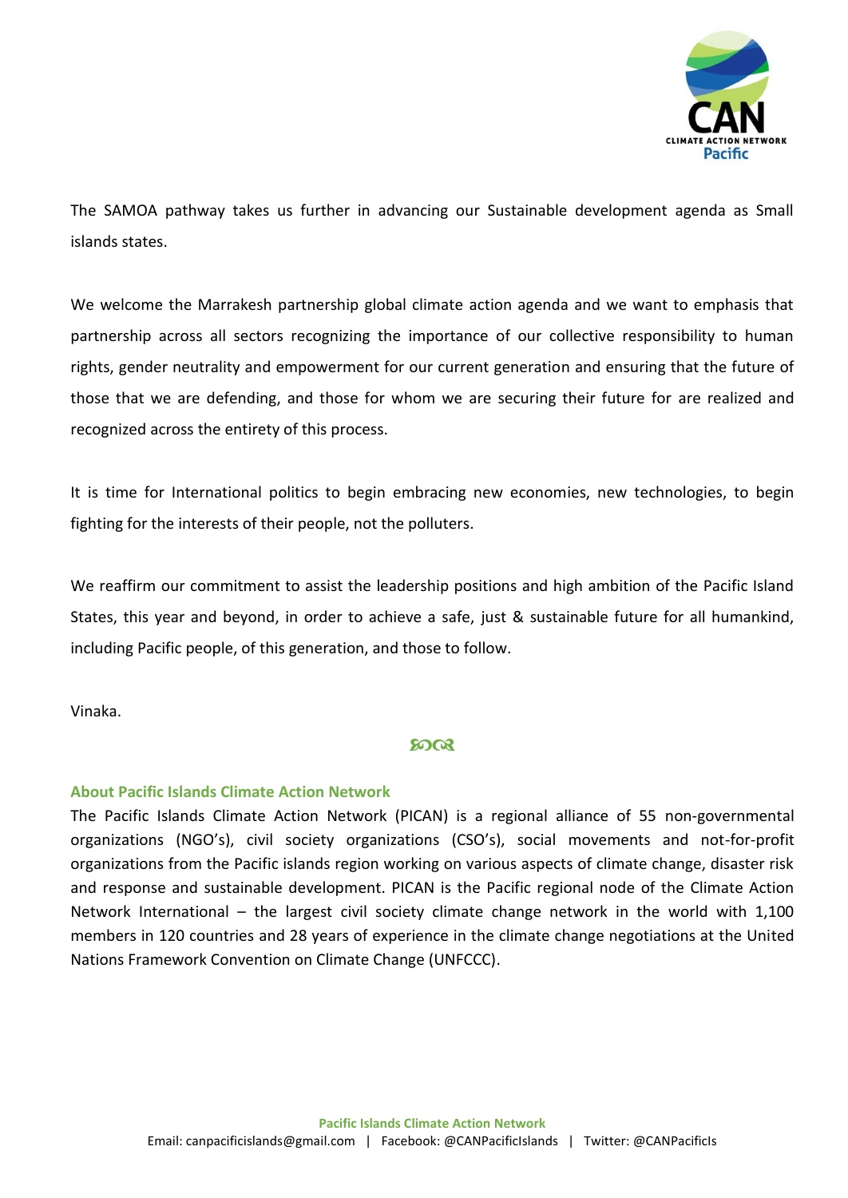The SAMOA pathway takes us further in advancing our Sustainable development agenda as Small islands states.

We welcome the Marrakesh partnership global climate action agenda and we want to emphasis that partnership across all sectors recognizing the importance of our collective responsibility to human rights, gender neutrality and empowerment for our current generation and ensuring that the future of those that we are defending, and those for whom we are securing their future for are realized and recognized across the entirety of this process.

It is time for International politics to begin embracing new economies, new technologies, to begin fighting for the interests of their people, not the polluters.

We reaffirm our commitment to assist the leadership positions and high ambition of the Pacific Island States, this year and beyond, in order to achieve a safe, just & sustainable future for all humankind, including Pacific people, of this generation, and those to follow.

Vinaka.

ଉତ

### About Pacific Islands Climate Action Network

The Pacific Islands Climate Action Network (PICAN) is a regional alliance of 55 non-governmental organizations (NGO's), civil society organizations (CSO's), social movements and not-for-profit organizations from the Pacific islands region working on various aspects of climate change, disaster risk and response and sustainable development. PICAN is the Pacific regional node of the Climate Action Network International – the largest civil society climate change network in the world with 1,100 members in 120 countries and 28 years of experience in the climate change negotiations at the United Nations Framework Convention on Climate Change (UNFCCC).